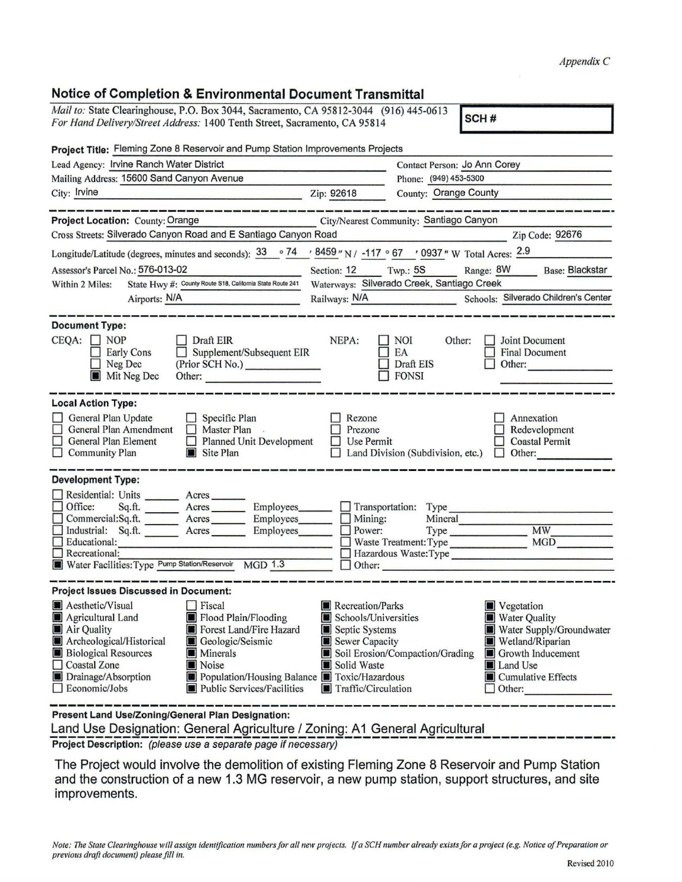*Appendix C*

## Notice of Completion & Environmental Document Transmittal

*Mail to:* State Clearinghouse, P.O. Box 3044, Sacramento, CA 95812-3044 (916) 445-0613
*For Hand Delivery/Street Address:* 1400 Tenth Street, Sacramento, CA 95814

**SCH #**

**Project Title:** Fleming Zone 8 Reservoir and Pump Station Improvements Projects

Lead Agency: Irvine Ranch Water District — Contact Person: Jo Ann Corey
Mailing Address: 15600 Sand Canyon Avenue — Phone: (949) 453-5300
City: Irvine — Zip: 92618 — County: Orange County

---

**Project Location:** County: Orange — City/Nearest Community: Santiago Canyon
Cross Streets: Silverado Canyon Road and E Santiago Canyon Road — Zip Code: 92676
Longitude/Latitude (degrees, minutes and seconds): 33 ° 74 ′ 8459 ″ N / -117 ° 67 ′ 0937 ″ W — Total Acres: 2.9
Assessor's Parcel No.: 576-013-02 — Section: 12 — Twp.: 5S — Range: 8W — Base: Blackstar
Within 2 Miles: State Hwy #: County Route S18, California State Route 241 — Waterways: Silverado Creek, Santiago Creek
Airports: N/A — Railways: N/A — Schools: Silverado Children's Center

---

**Document Type:**

CEQA:
- ☐ NOP
- ☐ Early Cons
- ☐ Neg Dec
- ☒ Mit Neg Dec
- ☐ Draft EIR
- ☐ Supplement/Subsequent EIR (Prior SCH No.) ______
- Other: ______

NEPA:
- ☐ NOI
- ☐ EA
- ☐ Draft EIS
- ☐ FONSI

Other:
- ☐ Joint Document
- ☐ Final Document
- ☐ Other: ______

---

**Local Action Type:**

- ☐ General Plan Update
- ☐ General Plan Amendment
- ☐ General Plan Element
- ☐ Community Plan
- ☐ Specific Plan
- ☐ Master Plan
- ☐ Planned Unit Development
- ☒ Site Plan
- ☐ Rezone
- ☐ Prezone
- ☐ Use Permit
- ☐ Land Division (Subdivision, etc.)
- ☐ Annexation
- ☐ Redevelopment
- ☐ Coastal Permit
- ☐ Other: ______

---

**Development Type:**

- ☐ Residential: Units ______ Acres ______
- ☐ Office: Sq.ft. ______ Acres ______ Employees ______
- ☐ Commercial: Sq.ft. ______ Acres ______ Employees ______
- ☐ Industrial: Sq.ft. ______ Acres ______ Employees ______
- ☐ Educational: ______
- ☐ Recreational: ______
- ☒ Water Facilities: Type Pump Station/Reservoir MGD 1.3
- ☐ Transportation: Type ______
- ☐ Mining: Mineral ______
- ☐ Power: Type ______ MW ______
- ☐ Waste Treatment: Type ______ MGD ______
- ☐ Hazardous Waste: Type ______
- ☐ Other: ______

---

**Project Issues Discussed in Document:**

- ☒ Aesthetic/Visual
- ☒ Agricultural Land
- ☒ Air Quality
- ☒ Archeological/Historical
- ☒ Biological Resources
- ☐ Coastal Zone
- ☒ Drainage/Absorption
- ☐ Economic/Jobs
- ☐ Fiscal
- ☒ Flood Plain/Flooding
- ☒ Forest Land/Fire Hazard
- ☒ Geologic/Seismic
- ☒ Minerals
- ☒ Noise
- ☒ Population/Housing Balance
- ☒ Public Services/Facilities
- ☒ Recreation/Parks
- ☒ Schools/Universities
- ☒ Septic Systems
- ☒ Sewer Capacity
- ☒ Soil Erosion/Compaction/Grading
- ☒ Solid Waste
- ☒ Toxic/Hazardous
- ☒ Traffic/Circulation
- ☒ Vegetation
- ☒ Water Quality
- ☒ Water Supply/Groundwater
- ☒ Wetland/Riparian
- ☒ Growth Inducement
- ☒ Land Use
- ☒ Cumulative Effects
- ☐ Other: ______

---

**Present Land Use/Zoning/General Plan Designation:**

Land Use Designation: General Agriculture / Zoning: A1 General Agricultural

**Project Description:** *(please use a separate page if necessary)*

The Project would involve the demolition of existing Fleming Zone 8 Reservoir and Pump Station and the construction of a new 1.3 MG reservoir, a new pump station, support structures, and site improvements.

*Note: The State Clearinghouse will assign identification numbers for all new projects. If a SCH number already exists for a project (e.g. Notice of Preparation or previous draft document) please fill in.*

Revised 2010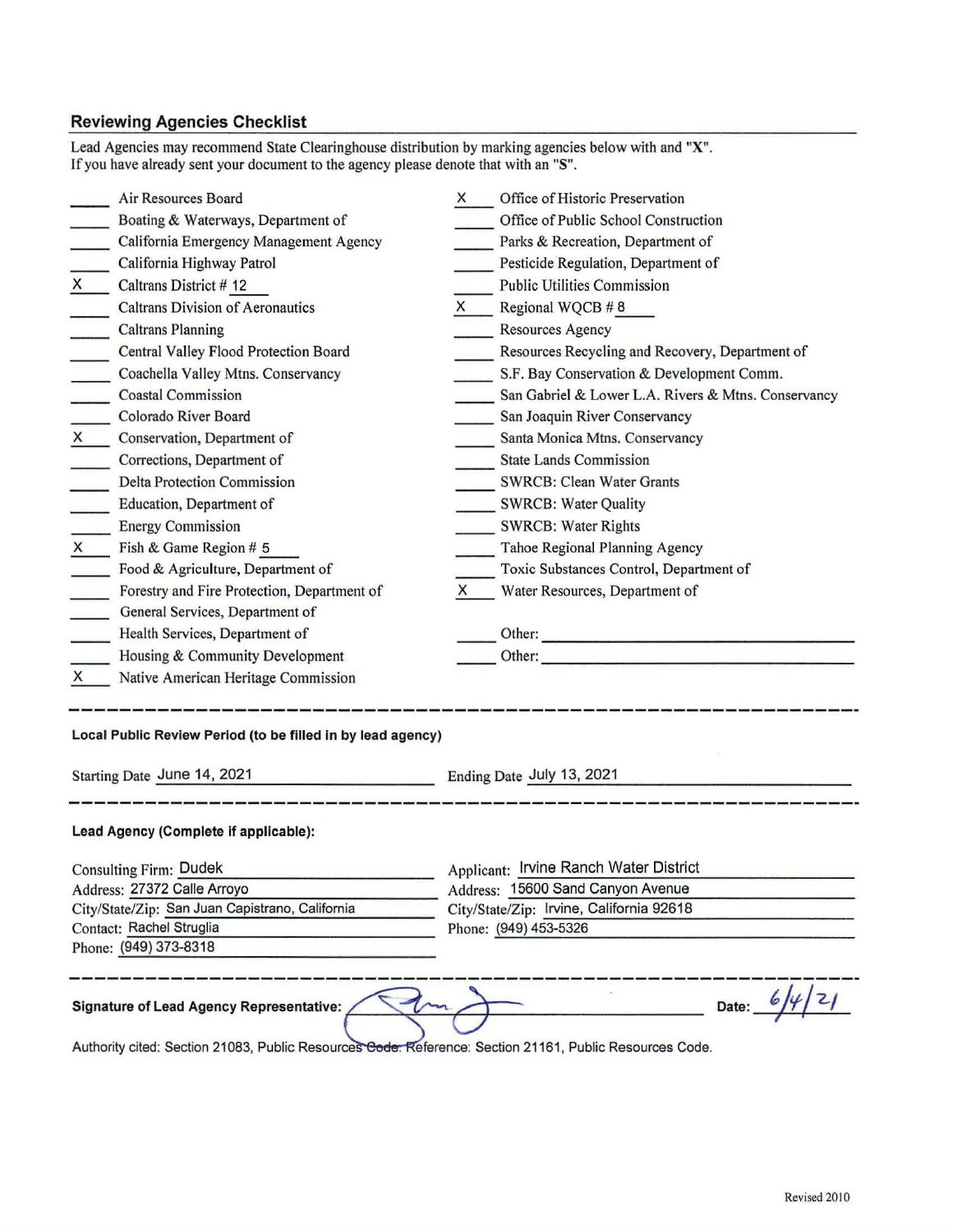## Reviewing Agencies Checklist

Lead Agencies may recommend State Clearinghouse distribution by marking agencies below with and "X".
If you have already sent your document to the agency please denote that with an "S".

| | | | |
|---|---|---|---|
| ____ | Air Resources Board | X | Office of Historic Preservation |
| ____ | Boating & Waterways, Department of | ____ | Office of Public School Construction |
| ____ | California Emergency Management Agency | ____ | Parks & Recreation, Department of |
| ____ | California Highway Patrol | ____ | Pesticide Regulation, Department of |
| X | Caltrans District # 12 | ____ | Public Utilities Commission |
| ____ | Caltrans Division of Aeronautics | X | Regional WQCB # 8 |
| ____ | Caltrans Planning | ____ | Resources Agency |
| ____ | Central Valley Flood Protection Board | ____ | Resources Recycling and Recovery, Department of |
| ____ | Coachella Valley Mtns. Conservancy | ____ | S.F. Bay Conservation & Development Comm. |
| ____ | Coastal Commission | ____ | San Gabriel & Lower L.A. Rivers & Mtns. Conservancy |
| ____ | Colorado River Board | ____ | San Joaquin River Conservancy |
| X | Conservation, Department of | ____ | Santa Monica Mtns. Conservancy |
| ____ | Corrections, Department of | ____ | State Lands Commission |
| ____ | Delta Protection Commission | ____ | SWRCB: Clean Water Grants |
| ____ | Education, Department of | ____ | SWRCB: Water Quality |
| ____ | Energy Commission | ____ | SWRCB: Water Rights |
| X | Fish & Game Region # 5 | ____ | Tahoe Regional Planning Agency |
| ____ | Food & Agriculture, Department of | ____ | Toxic Substances Control, Department of |
| ____ | Forestry and Fire Protection, Department of | X | Water Resources, Department of |
| ____ | General Services, Department of | | |
| ____ | Health Services, Department of | ____ | Other: ____________ |
| ____ | Housing & Community Development | ____ | Other: ____________ |
| X | Native American Heritage Commission | | |

---

**Local Public Review Period (to be filled in by lead agency)**

Starting Date June 14, 2021 Ending Date July 13, 2021

---

**Lead Agency (Complete if applicable):**

Consulting Firm: Dudek
Address: 27372 Calle Arroyo
City/State/Zip: San Juan Capistrano, California
Contact: Rachel Struglia
Phone: (949) 373-8318

Applicant: Irvine Ranch Water District
Address: 15600 Sand Canyon Avenue
City/State/Zip: Irvine, California 92618
Phone: (949) 453-5326

---

**Signature of Lead Agency Representative:** [signature] **Date:** 6/4/21

Authority cited: Section 21083, Public Resources Code. Reference: Section 21161, Public Resources Code.

Revised 2010